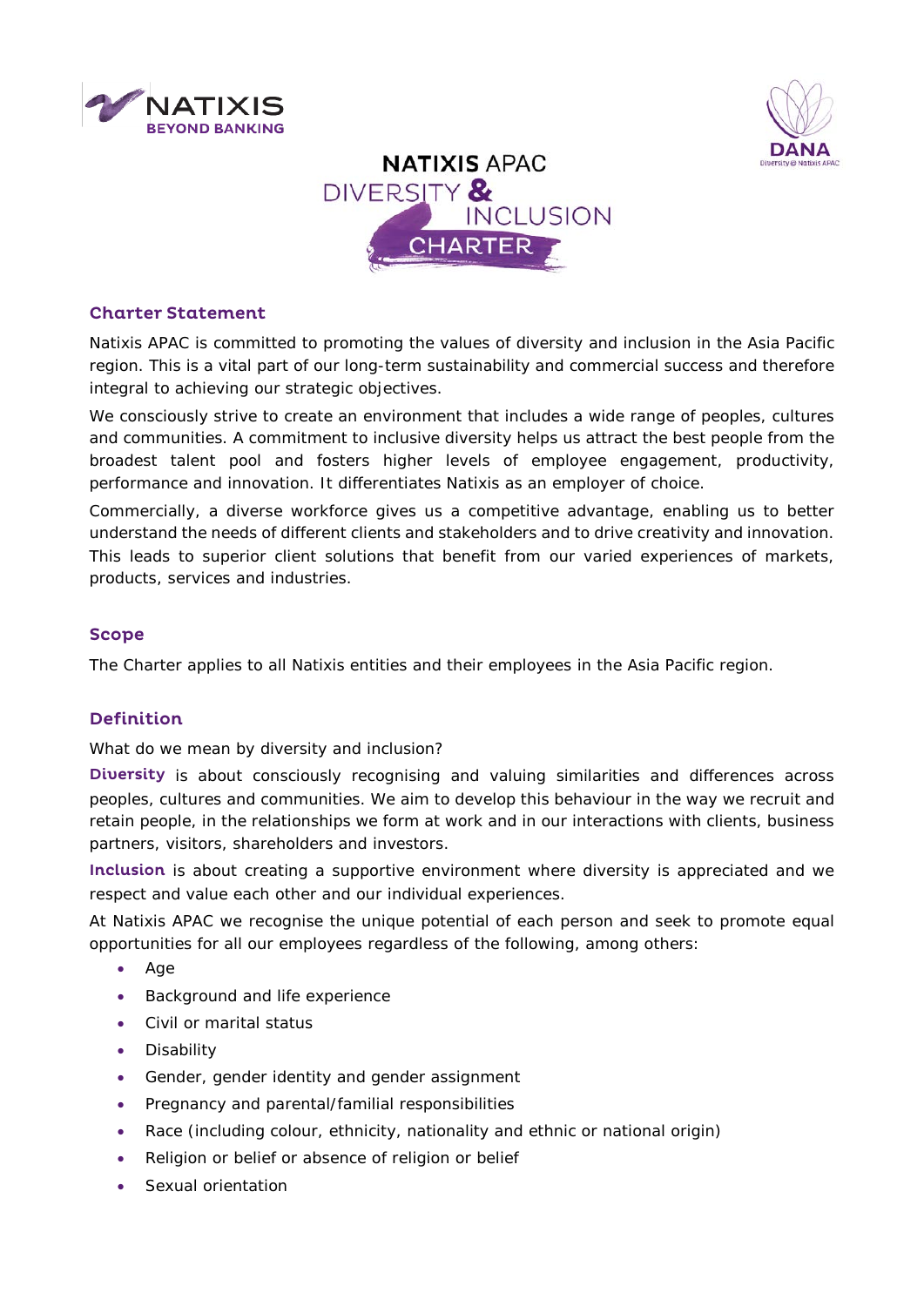NATIXIS
BEYOND BANKING

DANA
Diversity @ Natixis APAC

# NATIXIS APAC DIVERSITY & INCLUSION CHARTER

## Charter Statement

Natixis APAC is committed to promoting the values of diversity and inclusion in the Asia Pacific region. This is a vital part of our long-term sustainability and commercial success and therefore integral to achieving our strategic objectives.

We consciously strive to create an environment that includes a wide range of peoples, cultures and communities. A commitment to inclusive diversity helps us attract the best people from the broadest talent pool and fosters higher levels of employee engagement, productivity, performance and innovation. It differentiates Natixis as an employer of choice.

Commercially, a diverse workforce gives us a competitive advantage, enabling us to better understand the needs of different clients and stakeholders and to drive creativity and innovation. This leads to superior client solutions that benefit from our varied experiences of markets, products, services and industries.

## Scope

The Charter applies to all Natixis entities and their employees in the Asia Pacific region.

## Definition

What do we mean by diversity and inclusion?

**Diversity** is about consciously recognising and valuing similarities and differences across peoples, cultures and communities. We aim to develop this behaviour in the way we recruit and retain people, in the relationships we form at work and in our interactions with clients, business partners, visitors, shareholders and investors.

**Inclusion** is about creating a supportive environment where diversity is appreciated and we respect and value each other and our individual experiences.

At Natixis APAC we recognise the unique potential of each person and seek to promote equal opportunities for all our employees regardless of the following, among others:

- Age
- Background and life experience
- Civil or marital status
- Disability
- Gender, gender identity and gender assignment
- Pregnancy and parental/familial responsibilities
- Race (including colour, ethnicity, nationality and ethnic or national origin)
- Religion or belief or absence of religion or belief
- Sexual orientation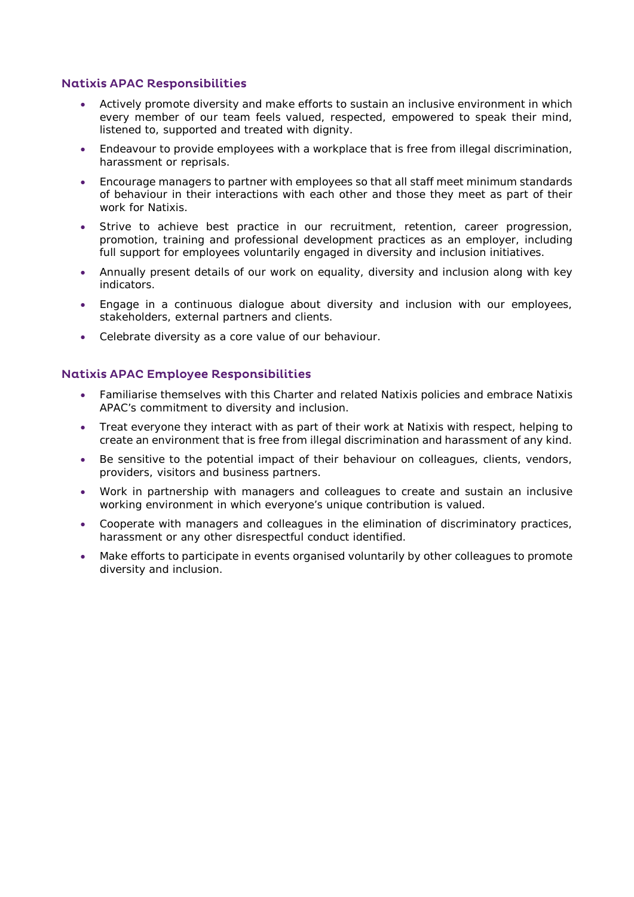## Natixis APAC Responsibilities

- Actively promote diversity and make efforts to sustain an inclusive environment in which every member of our team feels valued, respected, empowered to speak their mind, listened to, supported and treated with dignity.
- Endeavour to provide employees with a workplace that is free from illegal discrimination, harassment or reprisals.
- Encourage managers to partner with employees so that all staff meet minimum standards of behaviour in their interactions with each other and those they meet as part of their work for Natixis.
- Strive to achieve best practice in our recruitment, retention, career progression, promotion, training and professional development practices as an employer, including full support for employees voluntarily engaged in diversity and inclusion initiatives.
- Annually present details of our work on equality, diversity and inclusion along with key indicators.
- Engage in a continuous dialogue about diversity and inclusion with our employees, stakeholders, external partners and clients.
- Celebrate diversity as a core value of our behaviour.

## Natixis APAC Employee Responsibilities

- Familiarise themselves with this Charter and related Natixis policies and embrace Natixis APAC's commitment to diversity and inclusion.
- Treat everyone they interact with as part of their work at Natixis with respect, helping to create an environment that is free from illegal discrimination and harassment of any kind.
- Be sensitive to the potential impact of their behaviour on colleagues, clients, vendors, providers, visitors and business partners.
- Work in partnership with managers and colleagues to create and sustain an inclusive working environment in which everyone's unique contribution is valued.
- Cooperate with managers and colleagues in the elimination of discriminatory practices, harassment or any other disrespectful conduct identified.
- Make efforts to participate in events organised voluntarily by other colleagues to promote diversity and inclusion.